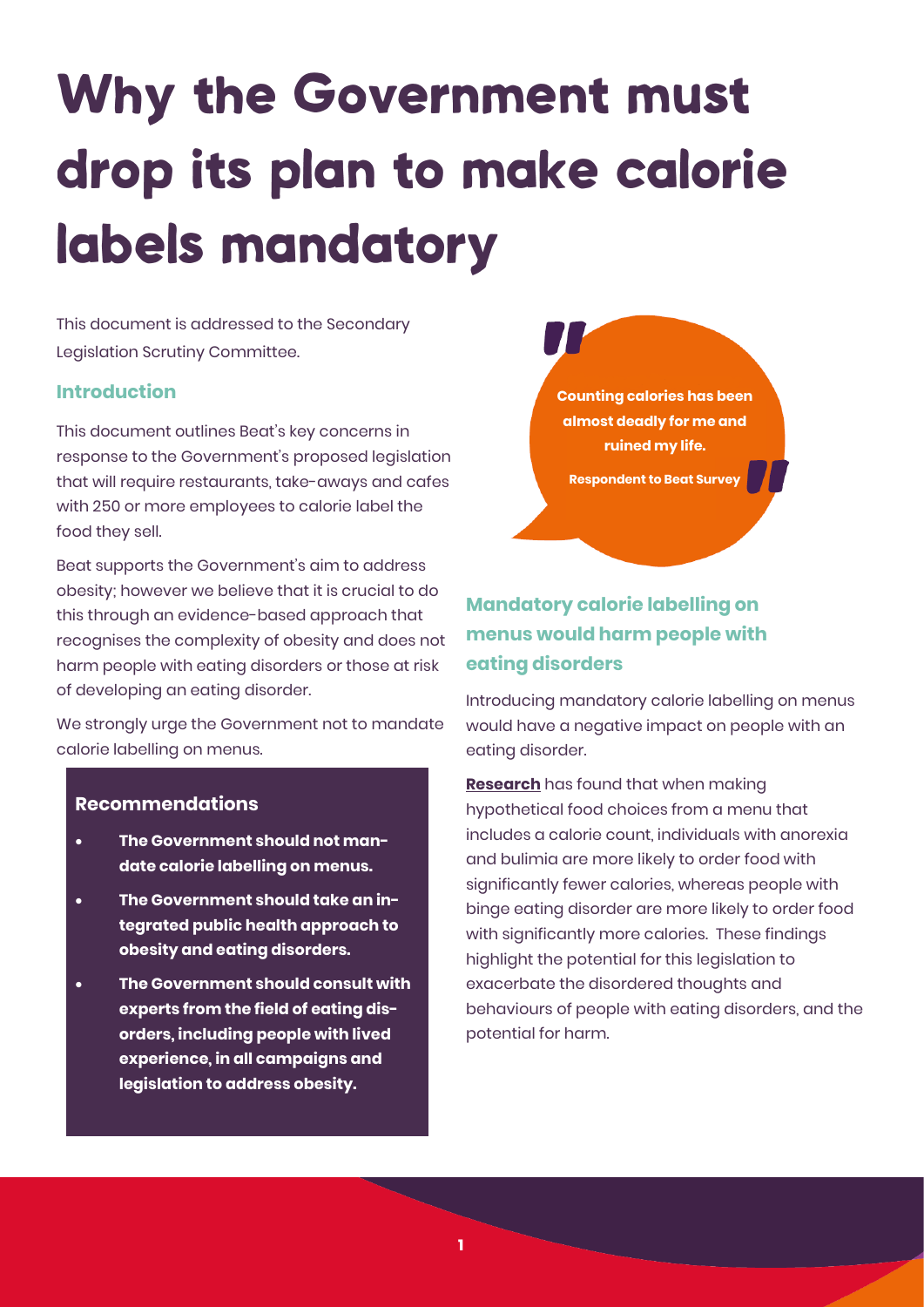# Why the Government must drop its plan to make calorie labels mandatory

This document is addressed to the Secondary Legislation Scrutiny Committee.

### Introduction

This document outlines Beat's key concerns in response to the Government's proposed legislation that will require restaurants, take-aways and cafes with 250 or more employees to calorie label the food they sell.

Beat supports the Government's aim to address obesity; however we believe that it is crucial to do this through an evidence-based approach that recognises the complexity of obesity and does not harm people with eating disorders or those at risk of developing an eating disorder.

We strongly urge the Government not to mandate calorie labelling on menus.

#### Recommendations

- **The Government should not mandate calorie labelling on menus.**
- **The Government should take an integrated public health approach to obesity and eating disorders.**
- **The Government should consult with experts from the field of eating disorders, including people with lived experience, in all campaigns and legislation to address obesity.**

> **Counting calories has been almost deadly for me and ruined my life.**
>
> **Respondent to Beat Survey**

### Mandatory calorie labelling on menus would harm people with eating disorders

Introducing mandatory calorie labelling on menus would have a negative impact on people with an eating disorder.

**Research** has found that when making hypothetical food choices from a menu that includes a calorie count, individuals with anorexia and bulimia are more likely to order food with significantly fewer calories, whereas people with binge eating disorder are more likely to order food with significantly more calories. These findings highlight the potential for this legislation to exacerbate the disordered thoughts and behaviours of people with eating disorders, and the potential for harm.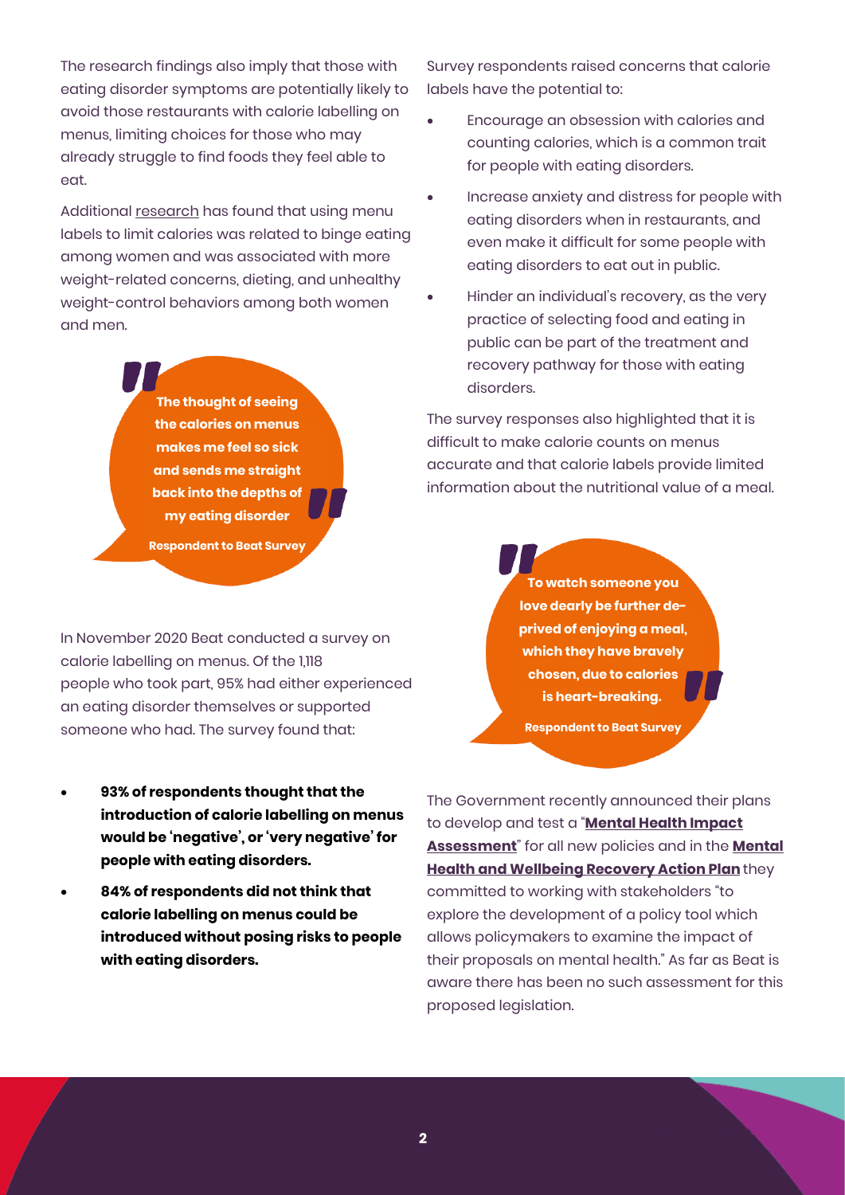The research findings also imply that those with eating disorder symptoms are potentially likely to avoid those restaurants with calorie labelling on menus, limiting choices for those who may already struggle to find foods they feel able to eat.

Additional research has found that using menu labels to limit calories was related to binge eating among women and was associated with more weight-related concerns, dieting, and unhealthy weight-control behaviors among both women and men.

> **"The thought of seeing the calories on menus makes me feel so sick and sends me straight back into the depths of my eating disorder"**
>
> **Respondent to Beat Survey**

In November 2020 Beat conducted a survey on calorie labelling on menus. Of the 1,118 people who took part, 95% had either experienced an eating disorder themselves or supported someone who had. The survey found that:

- **93% of respondents thought that the introduction of calorie labelling on menus would be 'negative', or 'very negative' for people with eating disorders.**
- **84% of respondents did not think that calorie labelling on menus could be introduced without posing risks to people with eating disorders.**

Survey respondents raised concerns that calorie labels have the potential to:

- Encourage an obsession with calories and counting calories, which is a common trait for people with eating disorders.
- Increase anxiety and distress for people with eating disorders when in restaurants, and even make it difficult for some people with eating disorders to eat out in public.
- Hinder an individual's recovery, as the very practice of selecting food and eating in public can be part of the treatment and recovery pathway for those with eating disorders.

The survey responses also highlighted that it is difficult to make calorie counts on menus accurate and that calorie labels provide limited information about the nutritional value of a meal.

> **"To watch someone you love dearly be further deprived of enjoying a meal, which they have bravely chosen, due to calories is heart-breaking."**
>
> **Respondent to Beat Survey**

The Government recently announced their plans to develop and test a "**Mental Health Impact Assessment**" for all new policies and in the **Mental Health and Wellbeing Recovery Action Plan** they committed to working with stakeholders "to explore the development of a policy tool which allows policymakers to examine the impact of their proposals on mental health." As far as Beat is aware there has been no such assessment for this proposed legislation.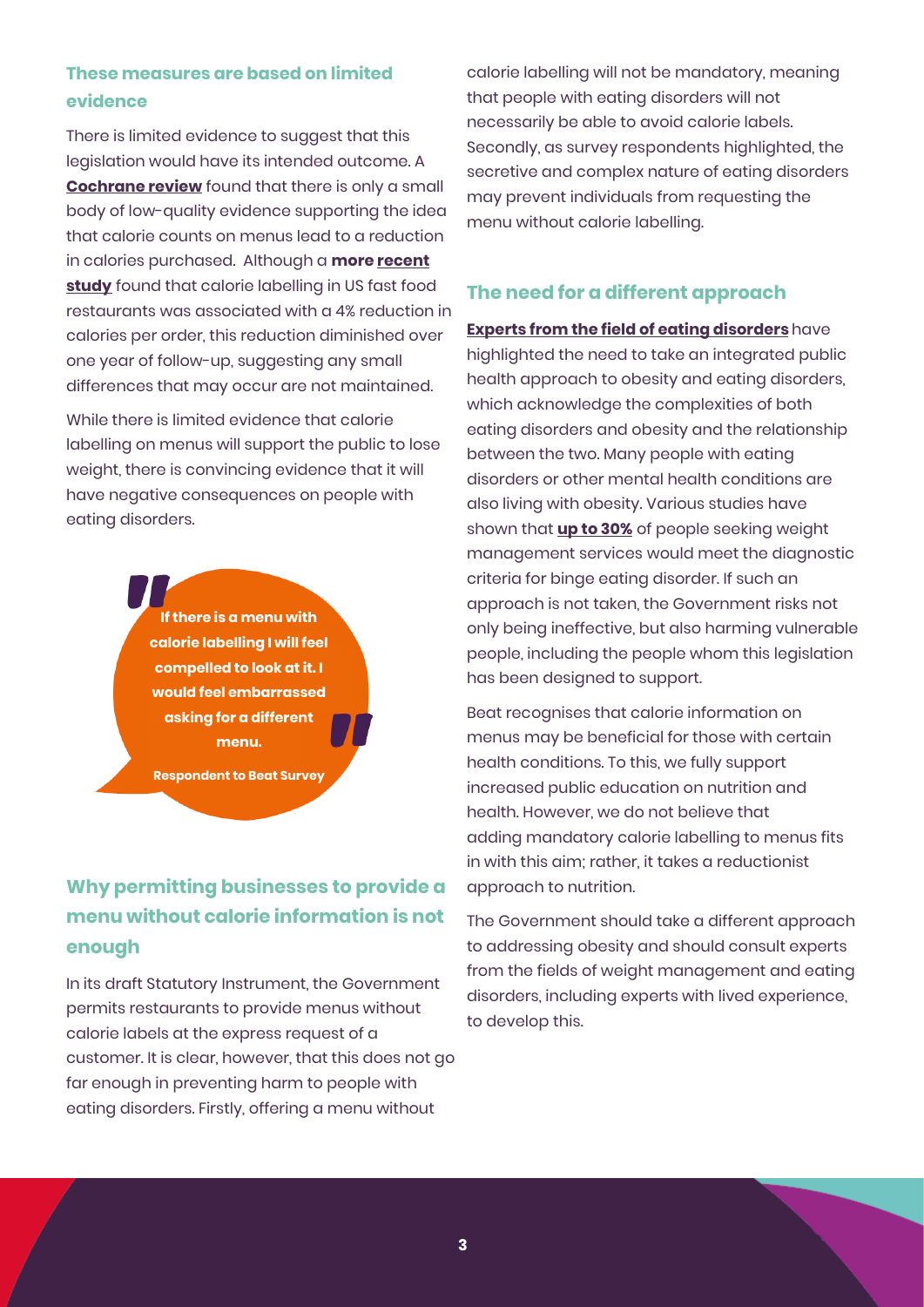### These measures are based on limited evidence

There is limited evidence to suggest that this legislation would have its intended outcome. A **Cochrane review** found that there is only a small body of low-quality evidence supporting the idea that calorie counts on menus lead to a reduction in calories purchased. Although a **more recent study** found that calorie labelling in US fast food restaurants was associated with a 4% reduction in calories per order, this reduction diminished over one year of follow-up, suggesting any small differences that may occur are not maintained.

While there is limited evidence that calorie labelling on menus will support the public to lose weight, there is convincing evidence that it will have negative consequences on people with eating disorders.

> **"If there is a menu with calorie labelling I will feel compelled to look at it. I would feel embarrassed asking for a different menu."**
>
> **Respondent to Beat Survey**

## Why permitting businesses to provide a menu without calorie information is not enough

In its draft Statutory Instrument, the Government permits restaurants to provide menus without calorie labels at the express request of a customer. It is clear, however, that this does not go far enough in preventing harm to people with eating disorders. Firstly, offering a menu without calorie labelling will not be mandatory, meaning that people with eating disorders will not necessarily be able to avoid calorie labels. Secondly, as survey respondents highlighted, the secretive and complex nature of eating disorders may prevent individuals from requesting the menu without calorie labelling.

### The need for a different approach

**Experts from the field of eating disorders** have highlighted the need to take an integrated public health approach to obesity and eating disorders, which acknowledge the complexities of both eating disorders and obesity and the relationship between the two. Many people with eating disorders or other mental health conditions are also living with obesity. Various studies have shown that **up to 30%** of people seeking weight management services would meet the diagnostic criteria for binge eating disorder. If such an approach is not taken, the Government risks not only being ineffective, but also harming vulnerable people, including the people whom this legislation has been designed to support.

Beat recognises that calorie information on menus may be beneficial for those with certain health conditions. To this, we fully support increased public education on nutrition and health. However, we do not believe that adding mandatory calorie labelling to menus fits in with this aim; rather, it takes a reductionist approach to nutrition.

The Government should take a different approach to addressing obesity and should consult experts from the fields of weight management and eating disorders, including experts with lived experience, to develop this.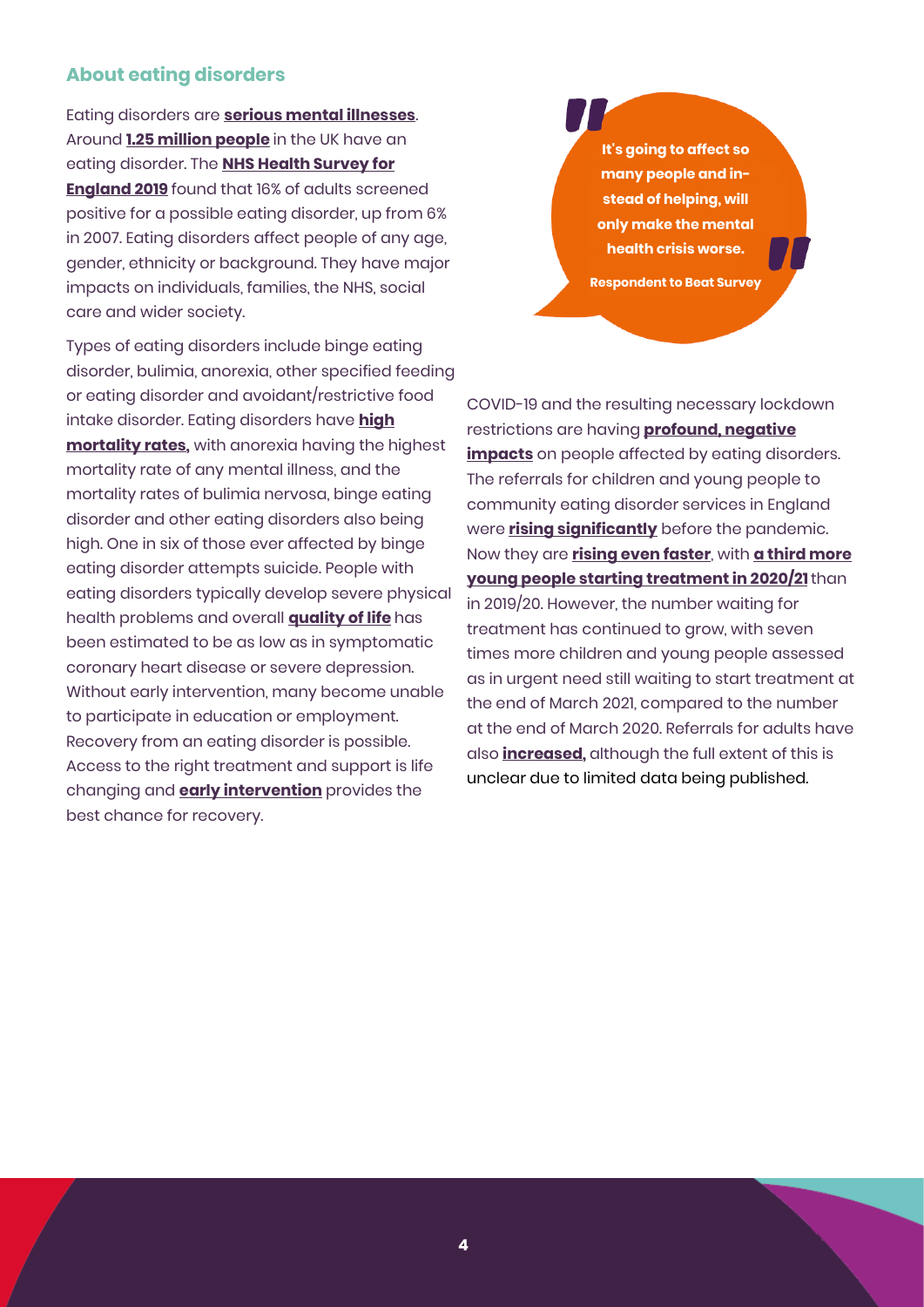## About eating disorders

Eating disorders are **serious mental illnesses**. Around **1.25 million people** in the UK have an eating disorder. The **NHS Health Survey for England 2019** found that 16% of adults screened positive for a possible eating disorder, up from 6% in 2007. Eating disorders affect people of any age, gender, ethnicity or background. They have major impacts on individuals, families, the NHS, social care and wider society.

Types of eating disorders include binge eating disorder, bulimia, anorexia, other specified feeding or eating disorder and avoidant/restrictive food intake disorder. Eating disorders have **high mortality rates,** with anorexia having the highest mortality rate of any mental illness, and the mortality rates of bulimia nervosa, binge eating disorder and other eating disorders also being high. One in six of those ever affected by binge eating disorder attempts suicide. People with eating disorders typically develop severe physical health problems and overall **quality of life** has been estimated to be as low as in symptomatic coronary heart disease or severe depression. Without early intervention, many become unable to participate in education or employment. Recovery from an eating disorder is possible. Access to the right treatment and support is life changing and **early intervention** provides the best chance for recovery.

> **"It's going to affect so many people and instead of helping, will only make the mental health crisis worse."**
>
> **Respondent to Beat Survey**

COVID-19 and the resulting necessary lockdown restrictions are having **profound, negative impacts** on people affected by eating disorders. The referrals for children and young people to community eating disorder services in England were **rising significantly** before the pandemic. Now they are **rising even faster**, with **a third more young people starting treatment in 2020/21** than in 2019/20. However, the number waiting for treatment has continued to grow, with seven times more children and young people assessed as in urgent need still waiting to start treatment at the end of March 2021, compared to the number at the end of March 2020. Referrals for adults have also **increased,** although the full extent of this is unclear due to limited data being published.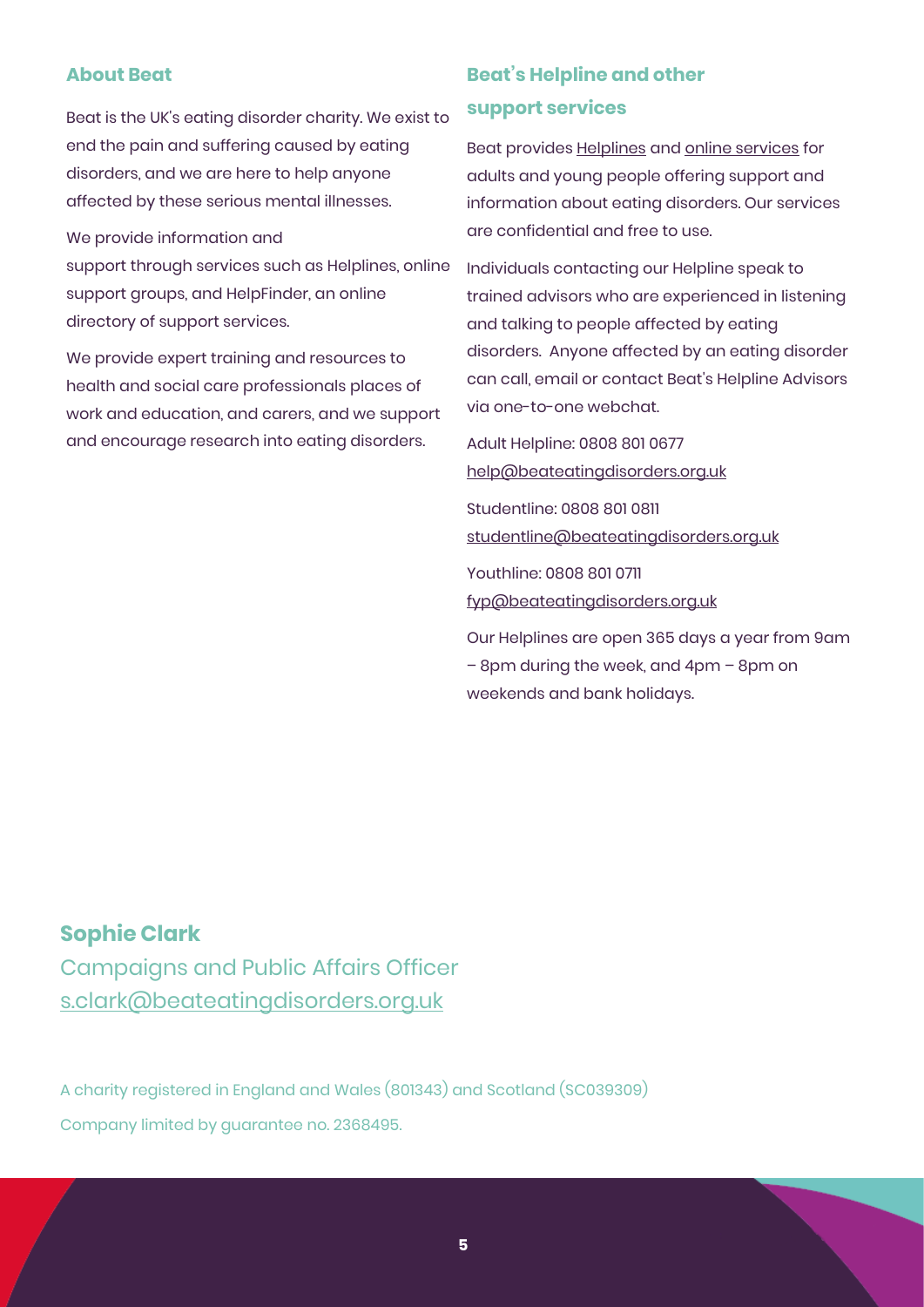## About Beat

Beat is the UK's eating disorder charity. We exist to end the pain and suffering caused by eating disorders, and we are here to help anyone affected by these serious mental illnesses.

We provide information and support through services such as Helplines, online support groups, and HelpFinder, an online directory of support services.

We provide expert training and resources to health and social care professionals places of work and education, and carers, and we support and encourage research into eating disorders.

## Beat's Helpline and other support services

Beat provides Helplines and online services for adults and young people offering support and information about eating disorders. Our services are confidential and free to use.

Individuals contacting our Helpline speak to trained advisors who are experienced in listening and talking to people affected by eating disorders. Anyone affected by an eating disorder can call, email or contact Beat's Helpline Advisors via one-to-one webchat.

Adult Helpline: 0808 801 0677
help@beateatingdisorders.org.uk

Studentline: 0808 801 0811
studentline@beateatingdisorders.org.uk

Youthline: 0808 801 0711
fyp@beateatingdisorders.org.uk

Our Helplines are open 365 days a year from 9am – 8pm during the week, and 4pm – 8pm on weekends and bank holidays.

**Sophie Clark**
Campaigns and Public Affairs Officer
s.clark@beateatingdisorders.org.uk

A charity registered in England and Wales (801343) and Scotland (SC039309)

Company limited by guarantee no. 2368495.